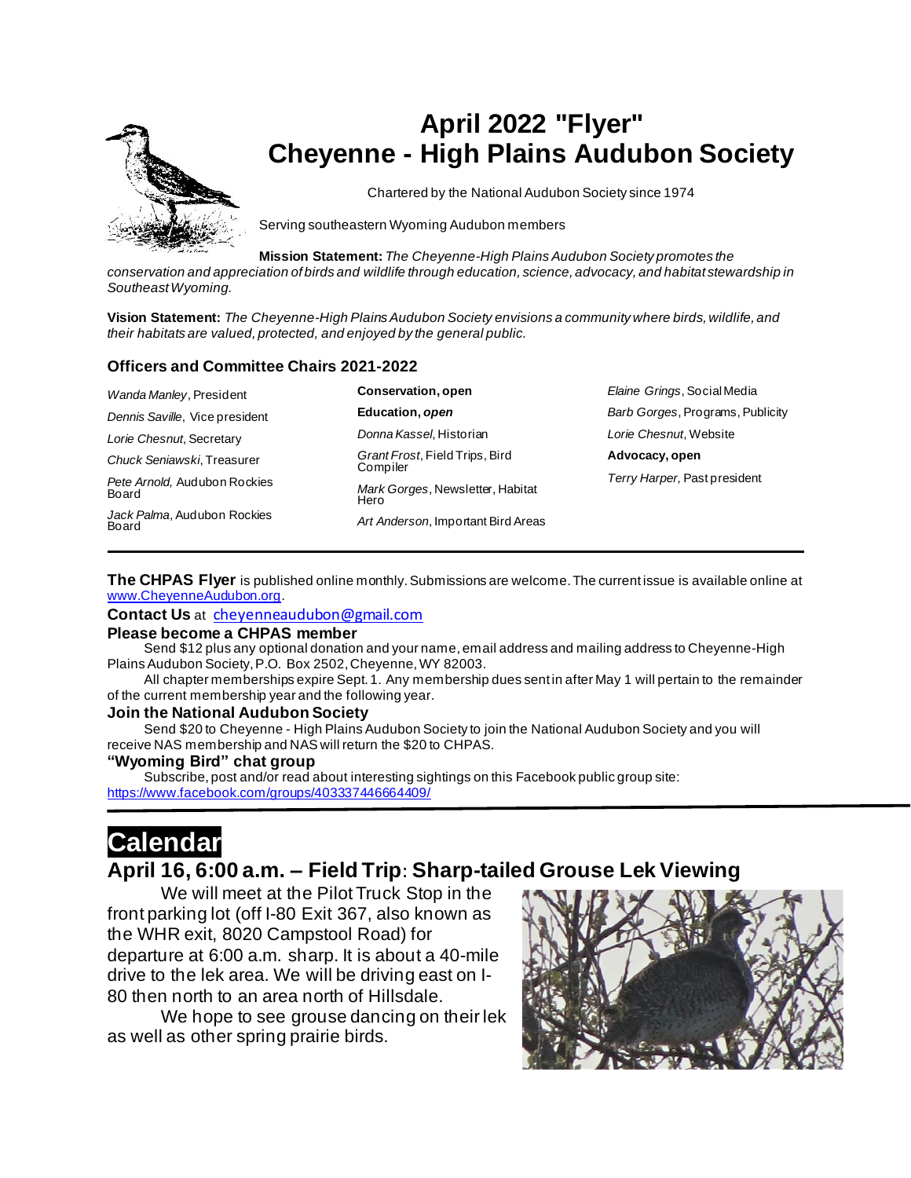# April 2022 "Flyer"
# Cheyenne - High Plains Audubon Society

Chartered by the National Audubon Society since 1974

Serving southeastern Wyoming Audubon members

**Mission Statement:** *The Cheyenne-High Plains Audubon Society promotes the conservation and appreciation of birds and wildlife through education, science, advocacy, and habitat stewardship in Southeast Wyoming.*

**Vision Statement:** *The Cheyenne-High Plains Audubon Society envisions a community where birds, wildlife, and their habitats are valued, protected, and enjoyed by the general public.*

### Officers and Committee Chairs 2021-2022

*Wanda Manley*, President
*Dennis Saville*, Vice president
*Lorie Chesnut*, Secretary
*Chuck Seniawski*, Treasurer
*Pete Arnold,* Audubon Rockies Board
*Jack Palma*, Audubon Rockies Board

**Conservation, open**
**Education, *open***
*Donna Kassel*, Historian
*Grant Frost*, Field Trips, Bird Compiler
*Mark Gorges*, Newsletter, Habitat Hero
*Art Anderson*, Important Bird Areas

*Elaine Grings*, Social Media
*Barb Gorges*, Programs, Publicity
*Lorie Chesnut*, Website
**Advocacy, open**
*Terry Harper,* Past president

---

**The CHPAS Flyer** is published online monthly. Submissions are welcome. The current issue is available online at www.CheyenneAudubon.org.

**Contact Us** at cheyenneaudubon@gmail.com

**Please become a CHPAS member**

Send $12 plus any optional donation and your name, email address and mailing address to Cheyenne-High Plains Audubon Society, P.O. Box 2502, Cheyenne, WY 82003.

All chapter memberships expire Sept. 1. Any membership dues sent in after May 1 will pertain to the remainder of the current membership year and the following year.

**Join the National Audubon Society**

Send $20 to Cheyenne - High Plains Audubon Society to join the National Audubon Society and you will receive NAS membership and NAS will return the $20 to CHPAS.

**"Wyoming Bird" chat group**

Subscribe, post and/or read about interesting sightings on this Facebook public group site: https://www.facebook.com/groups/403337446664409/

---

# Calendar

## April 16, 6:00 a.m. – Field Trip: Sharp-tailed Grouse Lek Viewing

We will meet at the Pilot Truck Stop in the front parking lot (off I-80 Exit 367, also known as the WHR exit, 8020 Campstool Road) for departure at 6:00 a.m. sharp. It is about a 40-mile drive to the lek area. We will be driving east on I-80 then north to an area north of Hillsdale.

We hope to see grouse dancing on their lek as well as other spring prairie birds.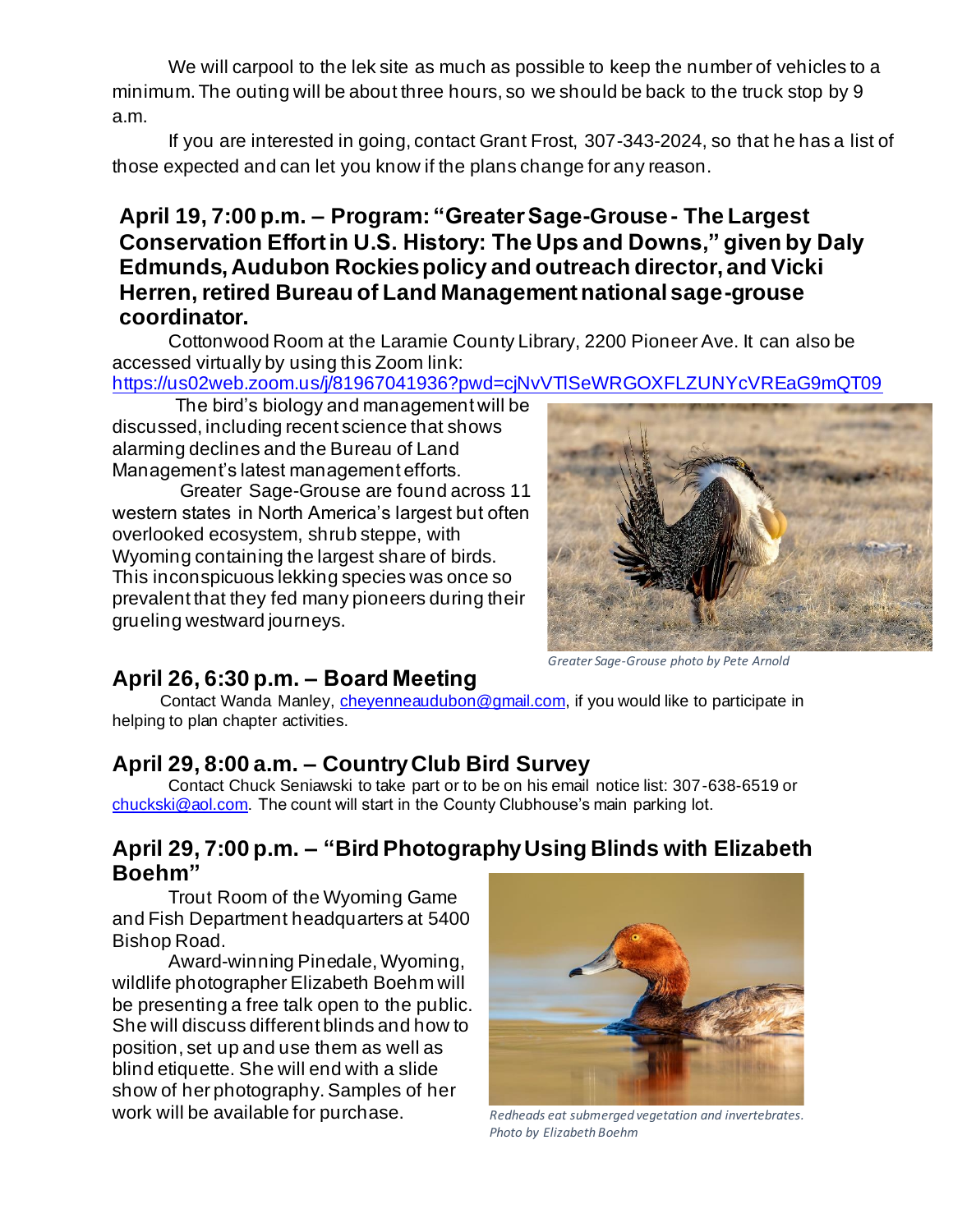We will carpool to the lek site as much as possible to keep the number of vehicles to a minimum. The outing will be about three hours, so we should be back to the truck stop by 9 a.m.

If you are interested in going, contact Grant Frost, 307-343-2024, so that he has a list of those expected and can let you know if the plans change for any reason.

### April 19, 7:00 p.m. – Program: "Greater Sage-Grouse - The Largest Conservation Effort in U.S. History: The Ups and Downs," given by Daly Edmunds, Audubon Rockies policy and outreach director, and Vicki Herren, retired Bureau of Land Management national sage-grouse coordinator.

Cottonwood Room at the Laramie County Library, 2200 Pioneer Ave. It can also be accessed virtually by using this Zoom link: https://us02web.zoom.us/j/81967041936?pwd=cjNvVTlSeWRGOXFLZUNYcVREaG9mQT09

The bird's biology and management will be discussed, including recent science that shows alarming declines and the Bureau of Land Management's latest management efforts.

Greater Sage-Grouse are found across 11 western states in North America's largest but often overlooked ecosystem, shrub steppe, with Wyoming containing the largest share of birds. This inconspicuous lekking species was once so prevalent that they fed many pioneers during their grueling westward journeys.

*Greater Sage-Grouse photo by Pete Arnold*

## April 26, 6:30 p.m. – Board Meeting

Contact Wanda Manley, cheyenneaudubon@gmail.com, if you would like to participate in helping to plan chapter activities.

## April 29, 8:00 a.m. – Country Club Bird Survey

Contact Chuck Seniawski to take part or to be on his email notice list: 307-638-6519 or chuckski@aol.com. The count will start in the County Clubhouse's main parking lot.

## April 29, 7:00 p.m. – "Bird Photography Using Blinds with Elizabeth Boehm"

Trout Room of the Wyoming Game and Fish Department headquarters at 5400 Bishop Road.

Award-winning Pinedale, Wyoming, wildlife photographer Elizabeth Boehm will be presenting a free talk open to the public. She will discuss different blinds and how to position, set up and use them as well as blind etiquette. She will end with a slide show of her photography. Samples of her work will be available for purchase.

*Redheads eat submerged vegetation and invertebrates. Photo by Elizabeth Boehm*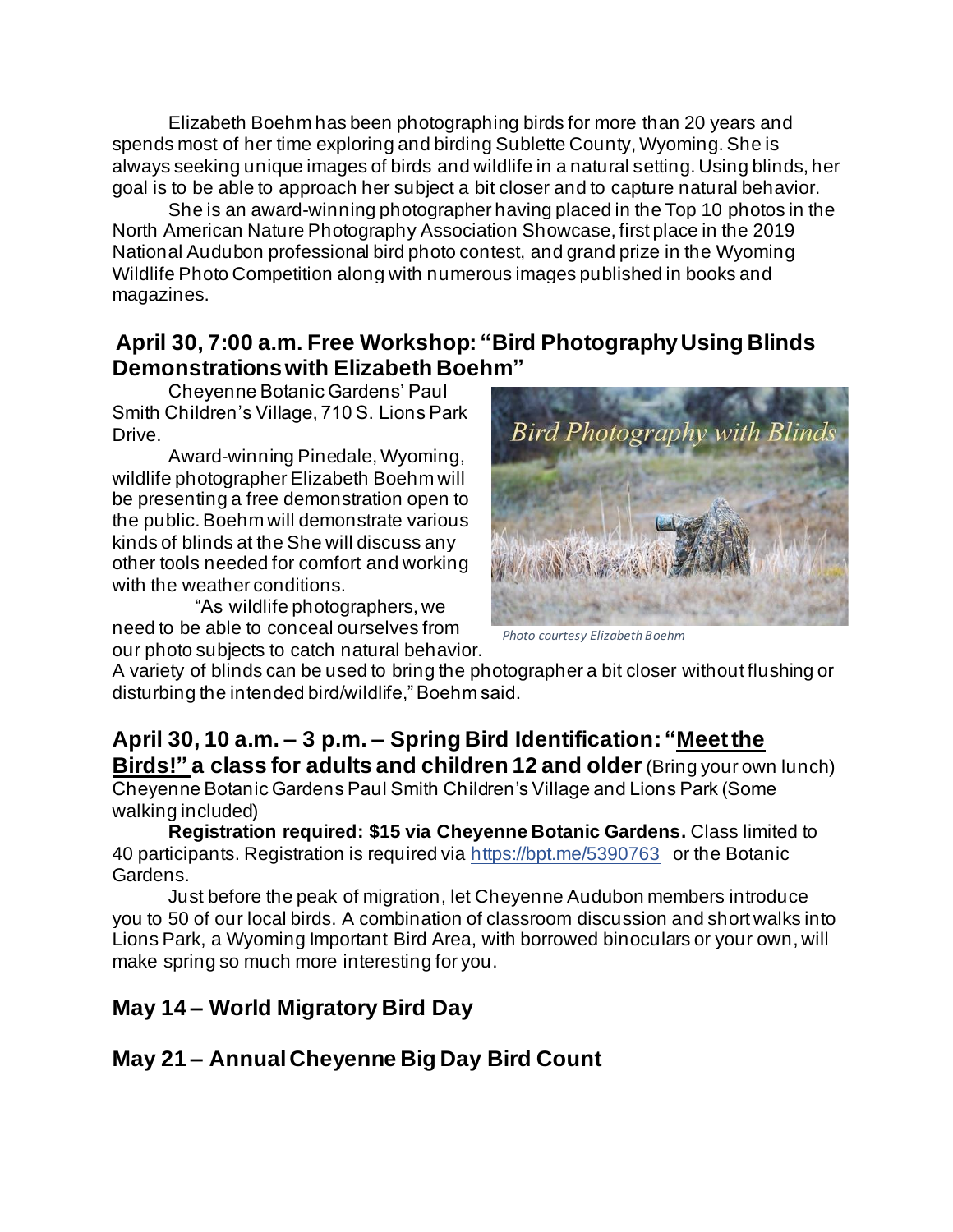Elizabeth Boehm has been photographing birds for more than 20 years and spends most of her time exploring and birding Sublette County, Wyoming. She is always seeking unique images of birds and wildlife in a natural setting. Using blinds, her goal is to be able to approach her subject a bit closer and to capture natural behavior.

She is an award-winning photographer having placed in the Top 10 photos in the North American Nature Photography Association Showcase, first place in the 2019 National Audubon professional bird photo contest, and grand prize in the Wyoming Wildlife Photo Competition along with numerous images published in books and magazines.

## April 30, 7:00 a.m. Free Workshop: "Bird Photography Using Blinds Demonstrations with Elizabeth Boehm"

Cheyenne Botanic Gardens' Paul Smith Children's Village, 710 S. Lions Park Drive.

Award-winning Pinedale, Wyoming, wildlife photographer Elizabeth Boehm will be presenting a free demonstration open to the public. Boehm will demonstrate various kinds of blinds at the She will discuss any other tools needed for comfort and working with the weather conditions.

"As wildlife photographers, we need to be able to conceal ourselves from our photo subjects to catch natural behavior. A variety of blinds can be used to bring the photographer a bit closer without flushing or disturbing the intended bird/wildlife," Boehm said.

Bird Photography with Blinds

*Photo courtesy Elizabeth Boehm*

## April 30, 10 a.m. – 3 p.m. – Spring Bird Identification: "Meet the Birds!" a class for adults and children 12 and older (Bring your own lunch)

Cheyenne Botanic Gardens Paul Smith Children's Village and Lions Park (Some walking included)

**Registration required: $15 via Cheyenne Botanic Gardens.** Class limited to 40 participants. Registration is required via https://bpt.me/5390763 or the Botanic Gardens.

Just before the peak of migration, let Cheyenne Audubon members introduce you to 50 of our local birds. A combination of classroom discussion and short walks into Lions Park, a Wyoming Important Bird Area, with borrowed binoculars or your own, will make spring so much more interesting for you.

## May 14 – World Migratory Bird Day

## May 21 – Annual Cheyenne Big Day Bird Count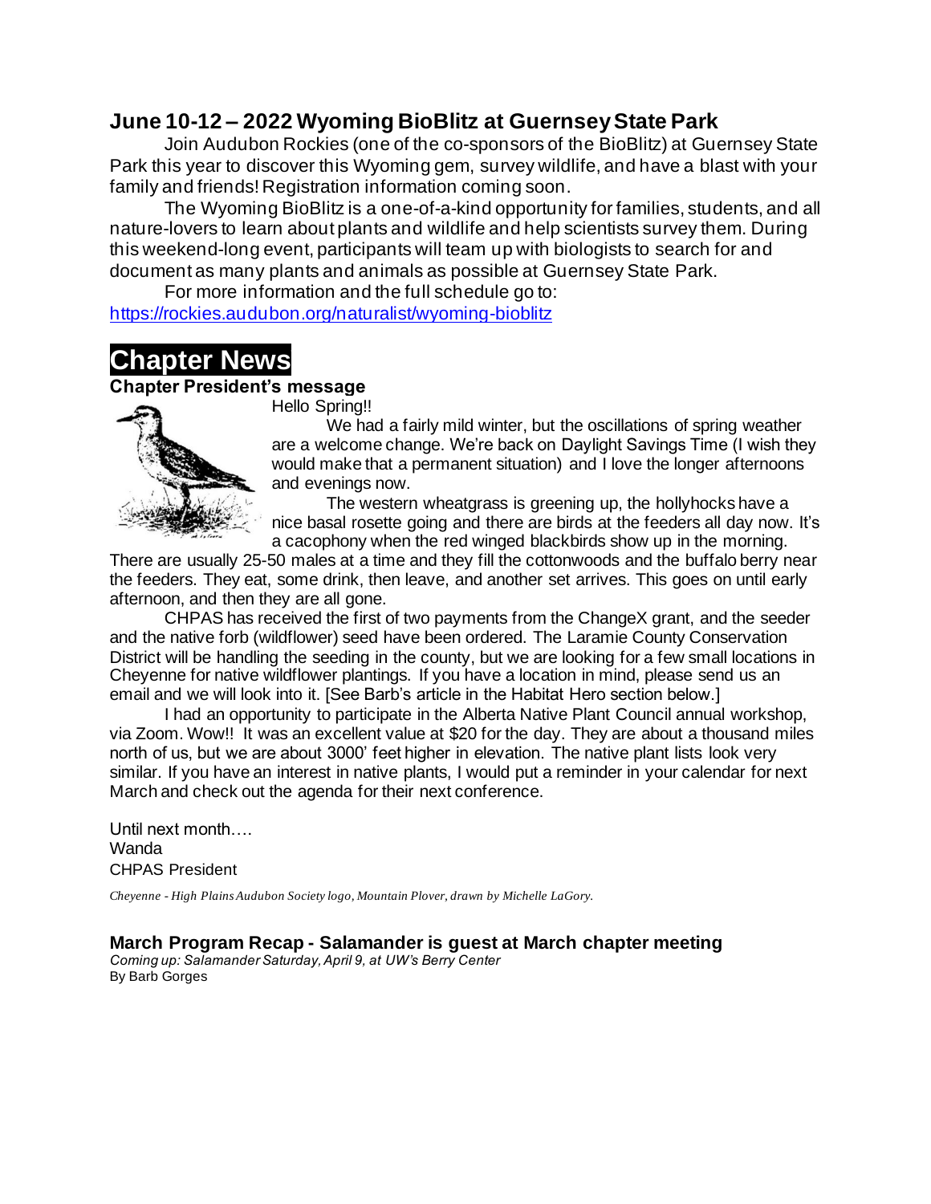## June 10-12 – 2022 Wyoming BioBlitz at Guernsey State Park

Join Audubon Rockies (one of the co-sponsors of the BioBlitz) at Guernsey State Park this year to discover this Wyoming gem, survey wildlife, and have a blast with your family and friends! Registration information coming soon.

The Wyoming BioBlitz is a one-of-a-kind opportunity for families, students, and all nature-lovers to learn about plants and wildlife and help scientists survey them. During this weekend-long event, participants will team up with biologists to search for and document as many plants and animals as possible at Guernsey State Park.

For more information and the full schedule go to: https://rockies.audubon.org/naturalist/wyoming-bioblitz

# Chapter News

### Chapter President's message

Hello Spring!!

We had a fairly mild winter, but the oscillations of spring weather are a welcome change. We're back on Daylight Savings Time (I wish they would make that a permanent situation) and I love the longer afternoons and evenings now.

The western wheatgrass is greening up, the hollyhocks have a nice basal rosette going and there are birds at the feeders all day now. It's a cacophony when the red winged blackbirds show up in the morning. There are usually 25-50 males at a time and they fill the cottonwoods and the buffalo berry near the feeders. They eat, some drink, then leave, and another set arrives. This goes on until early afternoon, and then they are all gone.

CHPAS has received the first of two payments from the ChangeX grant, and the seeder and the native forb (wildflower) seed have been ordered. The Laramie County Conservation District will be handling the seeding in the county, but we are looking for a few small locations in Cheyenne for native wildflower plantings. If you have a location in mind, please send us an email and we will look into it. [See Barb's article in the Habitat Hero section below.]

I had an opportunity to participate in the Alberta Native Plant Council annual workshop, via Zoom. Wow!! It was an excellent value at $20 for the day. They are about a thousand miles north of us, but we are about 3000' feet higher in elevation. The native plant lists look very similar. If you have an interest in native plants, I would put a reminder in your calendar for next March and check out the agenda for their next conference.

Until next month….
Wanda
CHPAS President

*Cheyenne - High Plains Audubon Society logo, Mountain Plover, drawn by Michelle LaGory.*

### March Program Recap - Salamander is guest at March chapter meeting

*Coming up: Salamander Saturday, April 9, at UW's Berry Center*

By Barb Gorges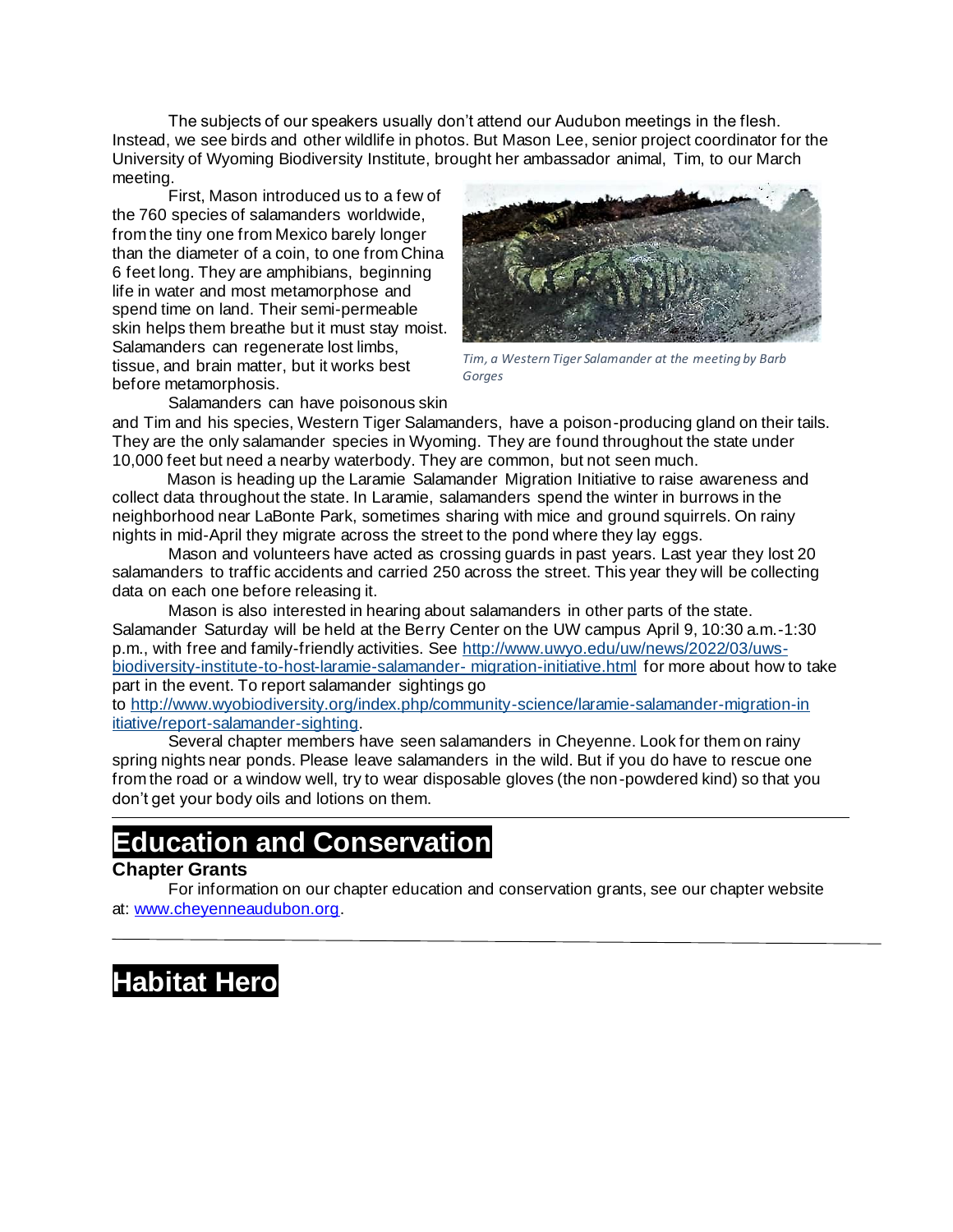The subjects of our speakers usually don't attend our Audubon meetings in the flesh. Instead, we see birds and other wildlife in photos. But Mason Lee, senior project coordinator for the University of Wyoming Biodiversity Institute, brought her ambassador animal, Tim, to our March meeting.

First, Mason introduced us to a few of the 760 species of salamanders worldwide, from the tiny one from Mexico barely longer than the diameter of a coin, to one from China 6 feet long. They are amphibians, beginning life in water and most metamorphose and spend time on land. Their semi-permeable skin helps them breathe but it must stay moist. Salamanders can regenerate lost limbs, tissue, and brain matter, but it works best before metamorphosis.

*Tim, a Western Tiger Salamander at the meeting by Barb Gorges*

Salamanders can have poisonous skin and Tim and his species, Western Tiger Salamanders, have a poison-producing gland on their tails. They are the only salamander species in Wyoming. They are found throughout the state under 10,000 feet but need a nearby waterbody. They are common, but not seen much.

Mason is heading up the Laramie Salamander Migration Initiative to raise awareness and collect data throughout the state. In Laramie, salamanders spend the winter in burrows in the neighborhood near LaBonte Park, sometimes sharing with mice and ground squirrels. On rainy nights in mid-April they migrate across the street to the pond where they lay eggs.

Mason and volunteers have acted as crossing guards in past years. Last year they lost 20 salamanders to traffic accidents and carried 250 across the street. This year they will be collecting data on each one before releasing it.

Mason is also interested in hearing about salamanders in other parts of the state. Salamander Saturday will be held at the Berry Center on the UW campus April 9, 10:30 a.m.-1:30 p.m., with free and family-friendly activities. See http://www.uwyo.edu/uw/news/2022/03/uws-biodiversity-institute-to-host-laramie-salamander- migration-initiative.html for more about how to take part in the event. To report salamander sightings go to http://www.wyobiodiversity.org/index.php/community-science/laramie-salamander-migration-initiative/report-salamander-sighting.

Several chapter members have seen salamanders in Cheyenne. Look for them on rainy spring nights near ponds. Please leave salamanders in the wild. But if you do have to rescue one from the road or a window well, try to wear disposable gloves (the non-powdered kind) so that you don't get your body oils and lotions on them.

---

# Education and Conservation

**Chapter Grants**

For information on our chapter education and conservation grants, see our chapter website at: www.cheyenneaudubon.org.

---

# Habitat Hero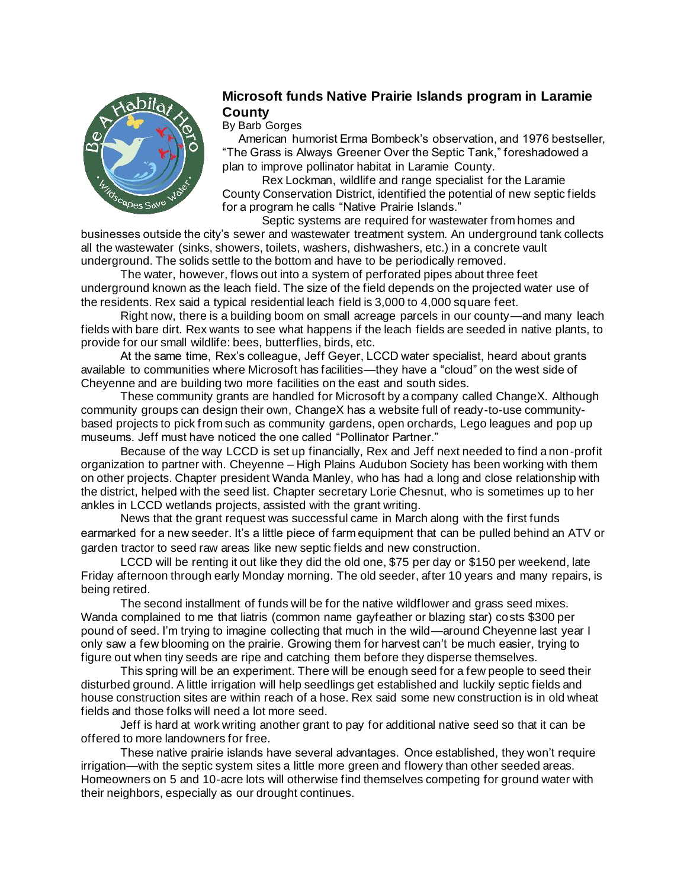## Microsoft funds Native Prairie Islands program in Laramie County

By Barb Gorges

American humorist Erma Bombeck's observation, and 1976 bestseller, "The Grass is Always Greener Over the Septic Tank," foreshadowed a plan to improve pollinator habitat in Laramie County.

Rex Lockman, wildlife and range specialist for the Laramie County Conservation District, identified the potential of new septic fields for a program he calls "Native Prairie Islands."

Septic systems are required for wastewater from homes and businesses outside the city's sewer and wastewater treatment system. An underground tank collects all the wastewater (sinks, showers, toilets, washers, dishwashers, etc.) in a concrete vault underground. The solids settle to the bottom and have to be periodically removed.

The water, however, flows out into a system of perforated pipes about three feet underground known as the leach field. The size of the field depends on the projected water use of the residents. Rex said a typical residential leach field is 3,000 to 4,000 square feet.

Right now, there is a building boom on small acreage parcels in our county—and many leach fields with bare dirt. Rex wants to see what happens if the leach fields are seeded in native plants, to provide for our small wildlife: bees, butterflies, birds, etc.

At the same time, Rex's colleague, Jeff Geyer, LCCD water specialist, heard about grants available to communities where Microsoft has facilities—they have a "cloud" on the west side of Cheyenne and are building two more facilities on the east and south sides.

These community grants are handled for Microsoft by a company called ChangeX. Although community groups can design their own, ChangeX has a website full of ready-to-use community-based projects to pick from such as community gardens, open orchards, Lego leagues and pop up museums. Jeff must have noticed the one called "Pollinator Partner."

Because of the way LCCD is set up financially, Rex and Jeff next needed to find a non-profit organization to partner with. Cheyenne – High Plains Audubon Society has been working with them on other projects. Chapter president Wanda Manley, who has had a long and close relationship with the district, helped with the seed list. Chapter secretary Lorie Chesnut, who is sometimes up to her ankles in LCCD wetlands projects, assisted with the grant writing.

News that the grant request was successful came in March along with the first funds earmarked for a new seeder. It's a little piece of farm equipment that can be pulled behind an ATV or garden tractor to seed raw areas like new septic fields and new construction.

LCCD will be renting it out like they did the old one, $75 per day or $150 per weekend, late Friday afternoon through early Monday morning. The old seeder, after 10 years and many repairs, is being retired.

The second installment of funds will be for the native wildflower and grass seed mixes. Wanda complained to me that liatris (common name gayfeather or blazing star) costs $300 per pound of seed. I'm trying to imagine collecting that much in the wild—around Cheyenne last year I only saw a few blooming on the prairie. Growing them for harvest can't be much easier, trying to figure out when tiny seeds are ripe and catching them before they disperse themselves.

This spring will be an experiment. There will be enough seed for a few people to seed their disturbed ground. A little irrigation will help seedlings get established and luckily septic fields and house construction sites are within reach of a hose. Rex said some new construction is in old wheat fields and those folks will need a lot more seed.

Jeff is hard at work writing another grant to pay for additional native seed so that it can be offered to more landowners for free.

These native prairie islands have several advantages. Once established, they won't require irrigation—with the septic system sites a little more green and flowery than other seeded areas. Homeowners on 5 and 10-acre lots will otherwise find themselves competing for ground water with their neighbors, especially as our drought continues.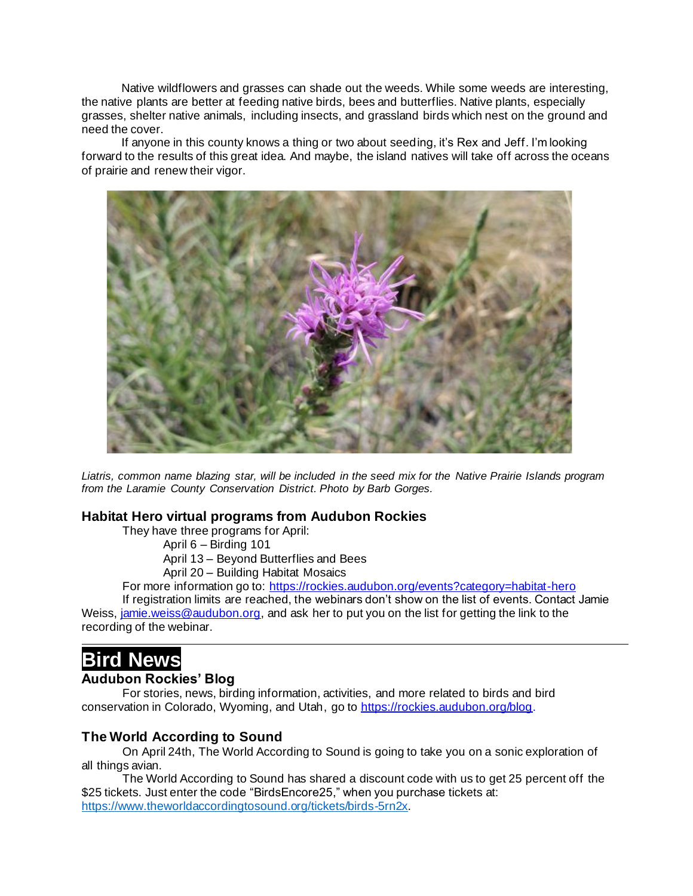Native wildflowers and grasses can shade out the weeds. While some weeds are interesting, the native plants are better at feeding native birds, bees and butterflies. Native plants, especially grasses, shelter native animals, including insects, and grassland birds which nest on the ground and need the cover.

If anyone in this county knows a thing or two about seeding, it's Rex and Jeff. I'm looking forward to the results of this great idea. And maybe, the island natives will take off across the oceans of prairie and renew their vigor.

*Liatris, common name blazing star, will be included in the seed mix for the Native Prairie Islands program from the Laramie County Conservation District. Photo by Barb Gorges.*

### Habitat Hero virtual programs from Audubon Rockies

They have three programs for April:

- April 6 – Birding 101
- April 13 – Beyond Butterflies and Bees
- April 20 – Building Habitat Mosaics

For more information go to: https://rockies.audubon.org/events?category=habitat-hero

If registration limits are reached, the webinars don't show on the list of events. Contact Jamie Weiss, jamie.weiss@audubon.org, and ask her to put you on the list for getting the link to the recording of the webinar.

---

## Bird News

### Audubon Rockies' Blog

For stories, news, birding information, activities, and more related to birds and bird conservation in Colorado, Wyoming, and Utah, go to https://rockies.audubon.org/blog.

### The World According to Sound

On April 24th, The World According to Sound is going to take you on a sonic exploration of all things avian.

The World According to Sound has shared a discount code with us to get 25 percent off the $25 tickets. Just enter the code "BirdsEncore25," when you purchase tickets at: https://www.theworldaccordingtosound.org/tickets/birds-5rn2x.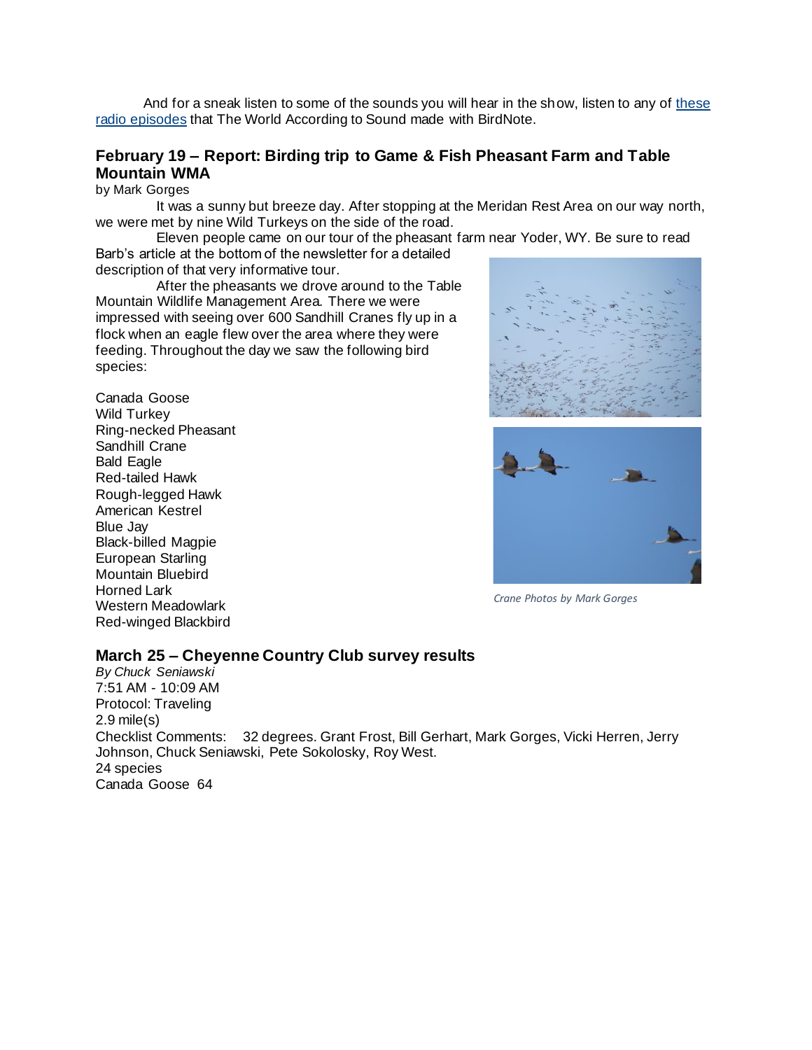And for a sneak listen to some of the sounds you will hear in the show, listen to any of [these radio episodes] that The World According to Sound made with BirdNote.

## February 19 – Report: Birding trip to Game & Fish Pheasant Farm and Table Mountain WMA

by Mark Gorges

It was a sunny but breeze day. After stopping at the Meridan Rest Area on our way north, we were met by nine Wild Turkeys on the side of the road.

Eleven people came on our tour of the pheasant farm near Yoder, WY. Be sure to read Barb's article at the bottom of the newsletter for a detailed description of that very informative tour.

After the pheasants we drove around to the Table Mountain Wildlife Management Area. There we were impressed with seeing over 600 Sandhill Cranes fly up in a flock when an eagle flew over the area where they were feeding. Throughout the day we saw the following bird species:

Canada Goose
Wild Turkey
Ring-necked Pheasant
Sandhill Crane
Bald Eagle
Red-tailed Hawk
Rough-legged Hawk
American Kestrel
Blue Jay
Black-billed Magpie
European Starling
Mountain Bluebird
Horned Lark
Western Meadowlark
Red-winged Blackbird

*Crane Photos by Mark Gorges*

## March 25 – Cheyenne Country Club survey results

*By Chuck Seniawski*
7:51 AM - 10:09 AM
Protocol: Traveling
2.9 mile(s)
Checklist Comments: 32 degrees. Grant Frost, Bill Gerhart, Mark Gorges, Vicki Herren, Jerry Johnson, Chuck Seniawski, Pete Sokolosky, Roy West.
24 species
Canada Goose 64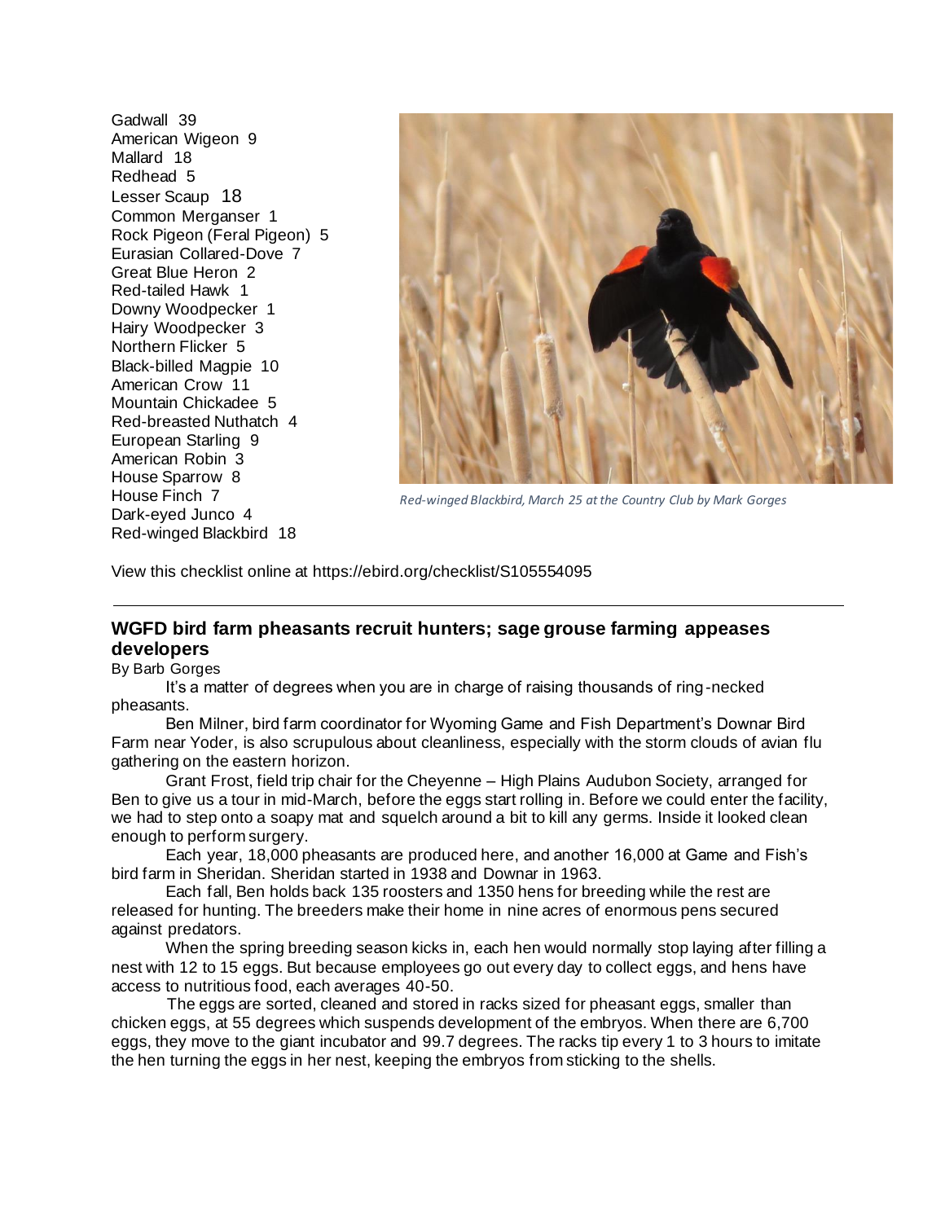Gadwall 39
American Wigeon 9
Mallard 18
Redhead 5
Lesser Scaup 18
Common Merganser 1
Rock Pigeon (Feral Pigeon) 5
Eurasian Collared-Dove 7
Great Blue Heron 2
Red-tailed Hawk 1
Downy Woodpecker 1
Hairy Woodpecker 3
Northern Flicker 5
Black-billed Magpie 10
American Crow 11
Mountain Chickadee 5
Red-breasted Nuthatch 4
European Starling 9
American Robin 3
House Sparrow 8
House Finch 7
Dark-eyed Junco 4
Red-winged Blackbird 18

*Red-winged Blackbird, March 25 at the Country Club by Mark Gorges*

View this checklist online at https://ebird.org/checklist/S105554095

---

## WGFD bird farm pheasants recruit hunters; sage grouse farming appeases developers

By Barb Gorges

It's a matter of degrees when you are in charge of raising thousands of ring-necked pheasants.

Ben Milner, bird farm coordinator for Wyoming Game and Fish Department's Downar Bird Farm near Yoder, is also scrupulous about cleanliness, especially with the storm clouds of avian flu gathering on the eastern horizon.

Grant Frost, field trip chair for the Cheyenne – High Plains Audubon Society, arranged for Ben to give us a tour in mid-March, before the eggs start rolling in. Before we could enter the facility, we had to step onto a soapy mat and squelch around a bit to kill any germs. Inside it looked clean enough to perform surgery.

Each year, 18,000 pheasants are produced here, and another 16,000 at Game and Fish's bird farm in Sheridan. Sheridan started in 1938 and Downar in 1963.

Each fall, Ben holds back 135 roosters and 1350 hens for breeding while the rest are released for hunting. The breeders make their home in nine acres of enormous pens secured against predators.

When the spring breeding season kicks in, each hen would normally stop laying after filling a nest with 12 to 15 eggs. But because employees go out every day to collect eggs, and hens have access to nutritious food, each averages 40-50.

The eggs are sorted, cleaned and stored in racks sized for pheasant eggs, smaller than chicken eggs, at 55 degrees which suspends development of the embryos. When there are 6,700 eggs, they move to the giant incubator and 99.7 degrees. The racks tip every 1 to 3 hours to imitate the hen turning the eggs in her nest, keeping the embryos from sticking to the shells.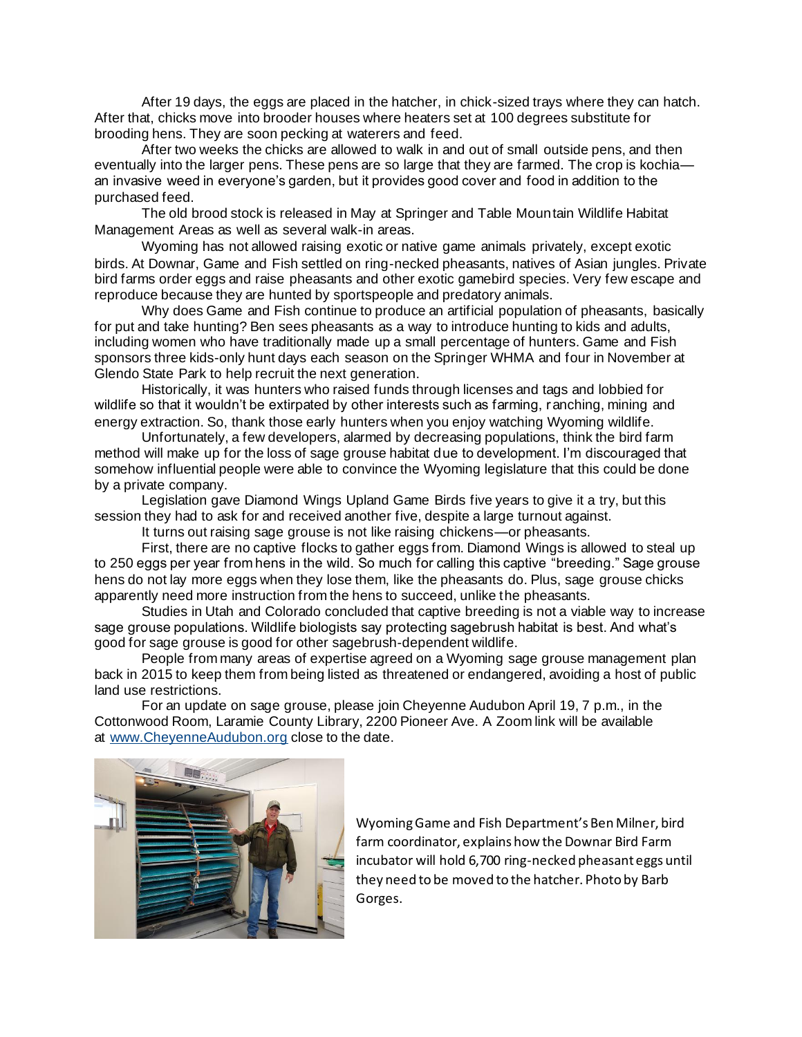After 19 days, the eggs are placed in the hatcher, in chick-sized trays where they can hatch. After that, chicks move into brooder houses where heaters set at 100 degrees substitute for brooding hens. They are soon pecking at waterers and feed.

After two weeks the chicks are allowed to walk in and out of small outside pens, and then eventually into the larger pens. These pens are so large that they are farmed. The crop is kochia—an invasive weed in everyone's garden, but it provides good cover and food in addition to the purchased feed.

The old brood stock is released in May at Springer and Table Mountain Wildlife Habitat Management Areas as well as several walk-in areas.

Wyoming has not allowed raising exotic or native game animals privately, except exotic birds. At Downar, Game and Fish settled on ring-necked pheasants, natives of Asian jungles. Private bird farms order eggs and raise pheasants and other exotic gamebird species. Very few escape and reproduce because they are hunted by sportspeople and predatory animals.

Why does Game and Fish continue to produce an artificial population of pheasants, basically for put and take hunting? Ben sees pheasants as a way to introduce hunting to kids and adults, including women who have traditionally made up a small percentage of hunters. Game and Fish sponsors three kids-only hunt days each season on the Springer WHMA and four in November at Glendo State Park to help recruit the next generation.

Historically, it was hunters who raised funds through licenses and tags and lobbied for wildlife so that it wouldn't be extirpated by other interests such as farming, ranching, mining and energy extraction. So, thank those early hunters when you enjoy watching Wyoming wildlife.

Unfortunately, a few developers, alarmed by decreasing populations, think the bird farm method will make up for the loss of sage grouse habitat due to development. I'm discouraged that somehow influential people were able to convince the Wyoming legislature that this could be done by a private company.

Legislation gave Diamond Wings Upland Game Birds five years to give it a try, but this session they had to ask for and received another five, despite a large turnout against.

It turns out raising sage grouse is not like raising chickens—or pheasants.

First, there are no captive flocks to gather eggs from. Diamond Wings is allowed to steal up to 250 eggs per year from hens in the wild. So much for calling this captive "breeding." Sage grouse hens do not lay more eggs when they lose them, like the pheasants do. Plus, sage grouse chicks apparently need more instruction from the hens to succeed, unlike the pheasants.

Studies in Utah and Colorado concluded that captive breeding is not a viable way to increase sage grouse populations. Wildlife biologists say protecting sagebrush habitat is best. And what's good for sage grouse is good for other sagebrush-dependent wildlife.

People from many areas of expertise agreed on a Wyoming sage grouse management plan back in 2015 to keep them from being listed as threatened or endangered, avoiding a host of public land use restrictions.

For an update on sage grouse, please join Cheyenne Audubon April 19, 7 p.m., in the Cottonwood Room, Laramie County Library, 2200 Pioneer Ave. A Zoom link will be available at [www.CheyenneAudubon.org](http://www.CheyenneAudubon.org) close to the date.

Wyoming Game and Fish Department's Ben Milner, bird farm coordinator, explains how the Downar Bird Farm incubator will hold 6,700 ring-necked pheasant eggs until they need to be moved to the hatcher. Photo by Barb Gorges.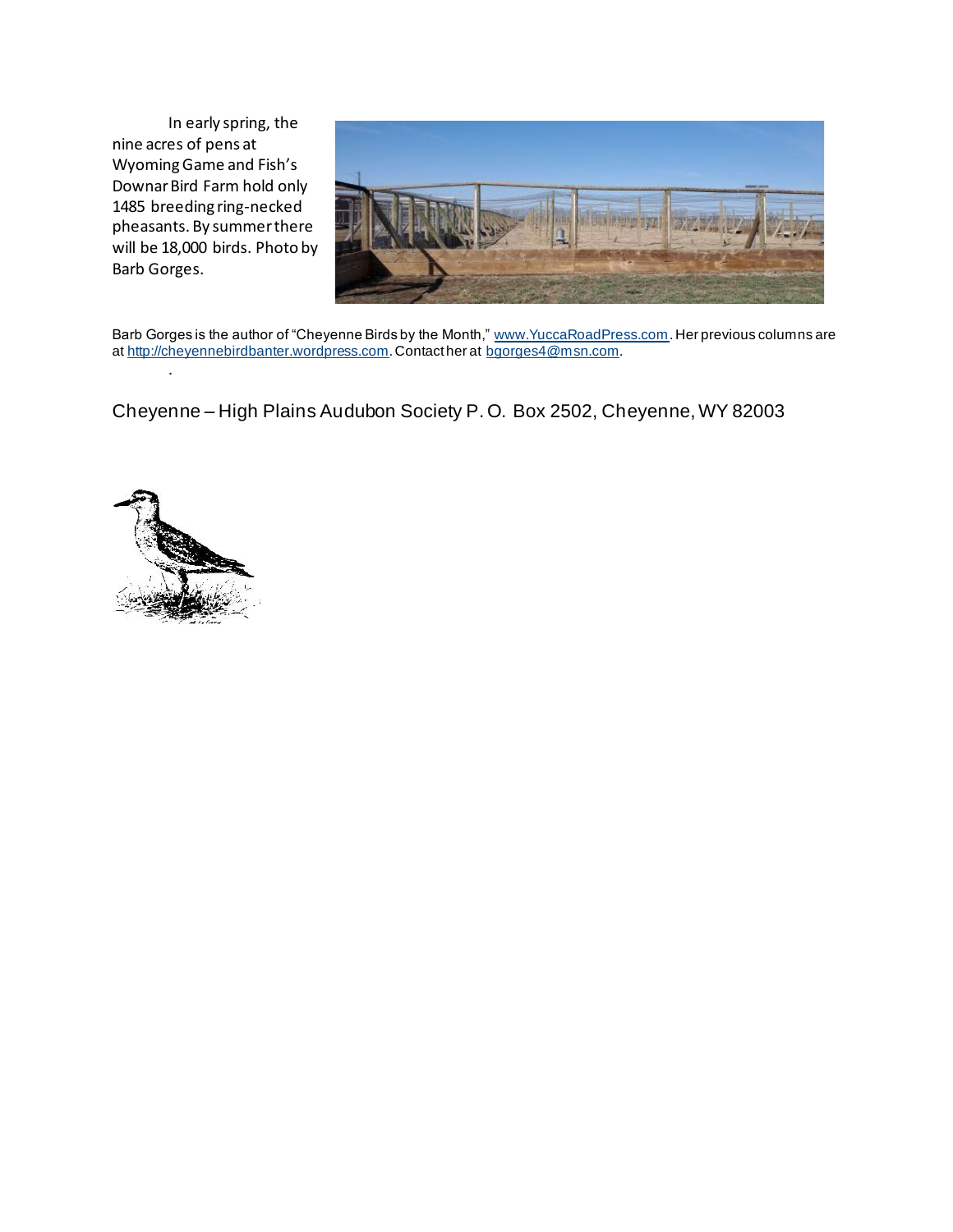In early spring, the nine acres of pens at Wyoming Game and Fish's Downar Bird Farm hold only 1485 breeding ring-necked pheasants. By summer there will be 18,000 birds. Photo by Barb Gorges.

Barb Gorges is the author of "Cheyenne Birds by the Month," www.YuccaRoadPress.com. Her previous columns are at http://cheyennebirdbanter.wordpress.com. Contact her at bgorges4@msn.com.

.

Cheyenne – High Plains Audubon Society P. O. Box 2502, Cheyenne, WY 82003